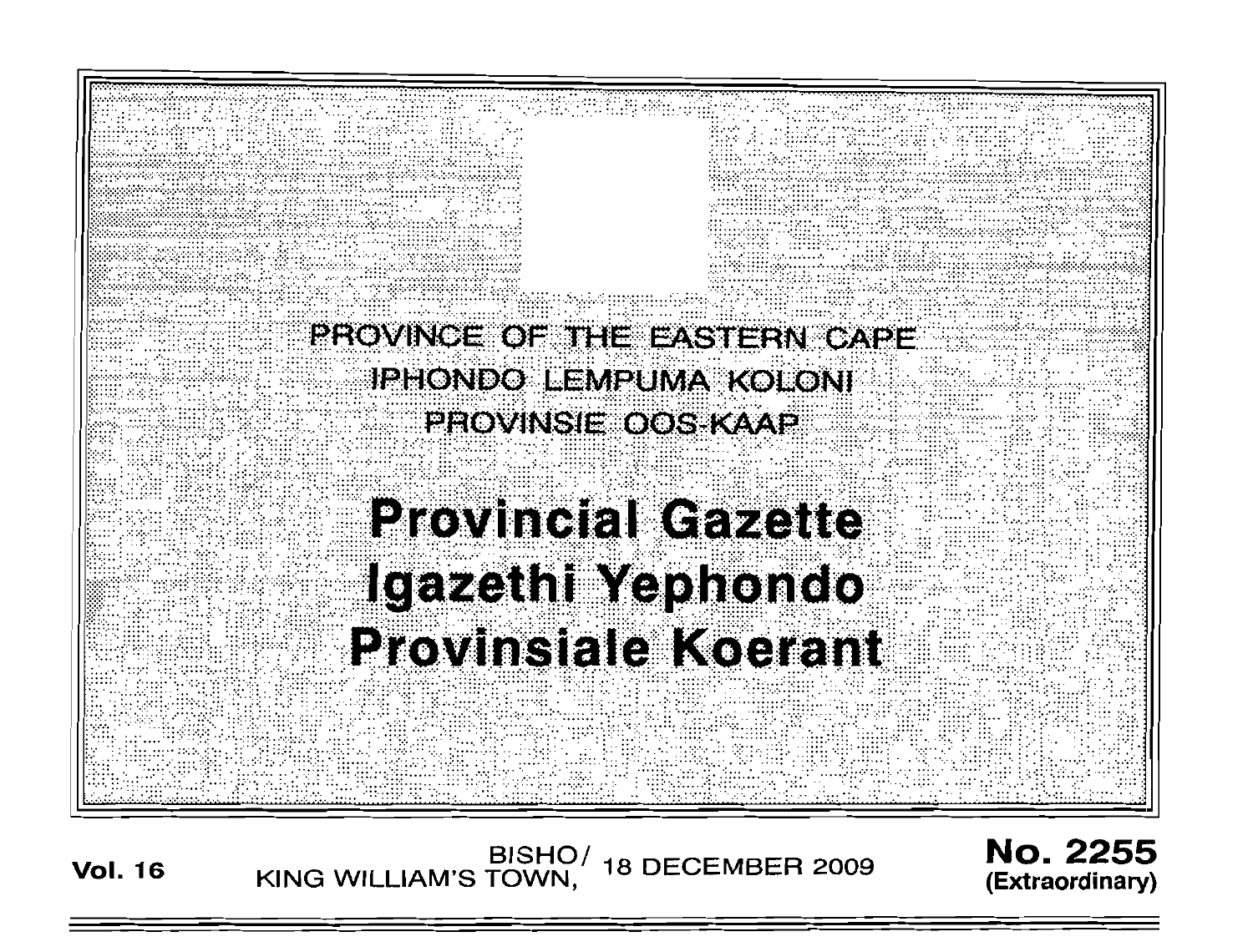PROVINCE OF THE EASTERN CAPE
IPHONDO LEMPUMA KOLONI
PROVINSIE OOS-KAAP

# Provincial Gazette
# Igazethi Yephondo
# Provinsiale Koerant

**Vol. 16** BISHO/ KING WILLIAM'S TOWN, 18 DECEMBER 2009 **No. 2255 (Extraordinary)**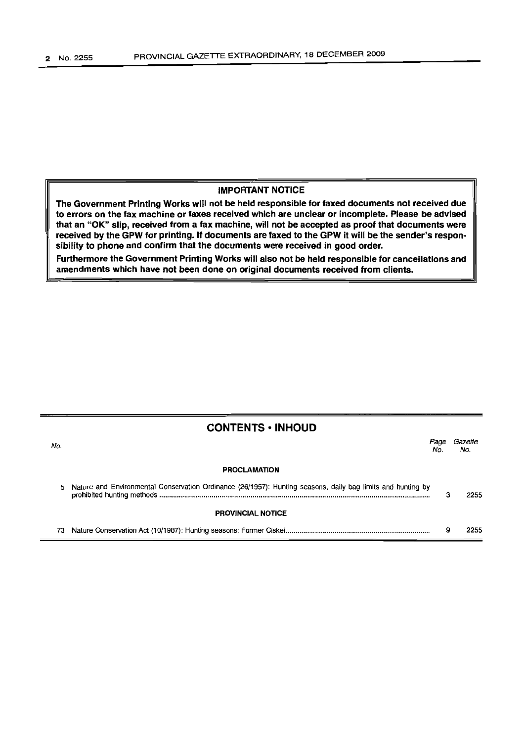**IMPORTANT NOTICE**

**The Government Printing Works will not be held responsible for faxed documents not received due to errors on the fax machine or faxes received which are unclear or incomplete. Please be advised that an "OK" slip, received from a fax machine, will not be accepted as proof that documents were received by the GPW for printing. If documents are faxed to the GPW it will be the sender's responsibility to phone and confirm that the documents were received in good order.**

**Furthermore the Government Printing Works will also not be held responsible for cancellations and amendments which have not been done on original documents received from clients.**

## CONTENTS • INHOUD

| No. | | Page No. | Gazette No. |
|---|---|---|---|
| | **PROCLAMATION** | | |
| 5 | Nature and Environmental Conservation Ordinance (26/1957): Hunting seasons, daily bag limits and hunting by prohibited hunting methods | 3 | 2255 |
| | **PROVINCIAL NOTICE** | | |
| 73 | Nature Conservation Act (10/1987): Hunting seasons: Former Ciskei | 9 | 2255 |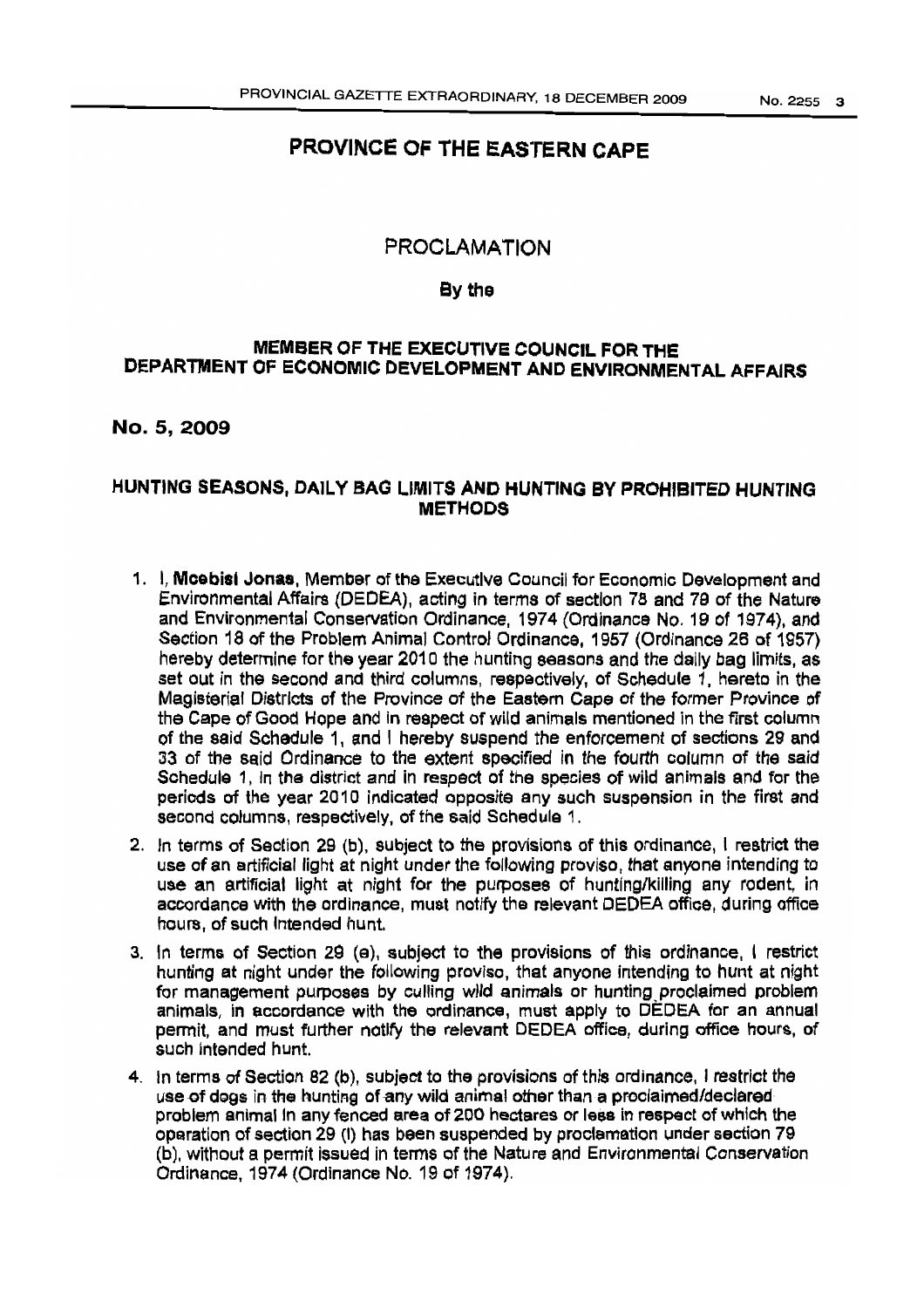# PROVINCE OF THE EASTERN CAPE

## PROCLAMATION

### By the

### MEMBER OF THE EXECUTIVE COUNCIL FOR THE DEPARTMENT OF ECONOMIC DEVELOPMENT AND ENVIRONMENTAL AFFAIRS

**No. 5, 2009**

### HUNTING SEASONS, DAILY BAG LIMITS AND HUNTING BY PROHIBITED HUNTING METHODS

1. I, **Mcebisi Jonas**, Member of the Executive Council for Economic Development and Environmental Affairs (DEDEA), acting in terms of section 78 and 79 of the Nature and Environmental Conservation Ordinance, 1974 (Ordinance No. 19 of 1974), and Section 18 of the Problem Animal Control Ordinance, 1957 (Ordinance 26 of 1957) hereby determine for the year 2010 the hunting seasons and the daily bag limits, as set out in the second and third columns, respectively, of Schedule 1, hereto in the Magisterial Districts of the Province of the Eastern Cape of the former Province of the Cape of Good Hope and in respect of wild animals mentioned in the first column of the said Schedule 1, and I hereby suspend the enforcement of sections 29 and 33 of the said Ordinance to the extent specified in the fourth column of the said Schedule 1, in the district and in respect of the species of wild animals and for the periods of the year 2010 indicated opposite any such suspension in the first and second columns, respectively, of the said Schedule 1.
2. In terms of Section 29 (b), subject to the provisions of this ordinance, I restrict the use of an artificial light at night under the following proviso, that anyone intending to use an artificial light at night for the purposes of hunting/killing any rodent, in accordance with the ordinance, must notify the relevant DEDEA office, during office hours, of such intended hunt.
3. In terms of Section 29 (e), subject to the provisions of this ordinance, I restrict hunting at night under the following proviso, that anyone intending to hunt at night for management purposes by culling wild animals or hunting proclaimed problem animals, in accordance with the ordinance, must apply to DEDEA for an annual permit, and must further notify the relevant DEDEA office, during office hours, of such intended hunt.
4. In terms of Section 82 (b), subject to the provisions of this ordinance, I restrict the use of dogs in the hunting of any wild animal other than a proclaimed/declared problem animal in any fenced area of 200 hectares or less in respect of which the operation of section 29 (l) has been suspended by proclamation under section 79 (b), without a permit issued in terms of the Nature and Environmental Conservation Ordinance, 1974 (Ordinance No. 19 of 1974).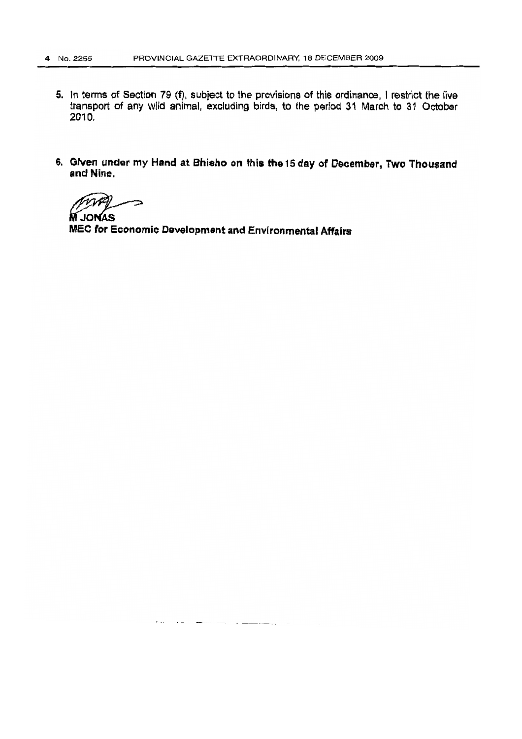5. In terms of Section 79 (f), subject to the provisions of this ordinance, I restrict the live transport of any wild animal, excluding birds, to the period 31 March to 31 October 2010.

6. **Given under my Hand at Bhisho on this the 15 day of December, Two Thousand and Nine.**

**M JONAS**
**MEC for Economic Development and Environmental Affairs**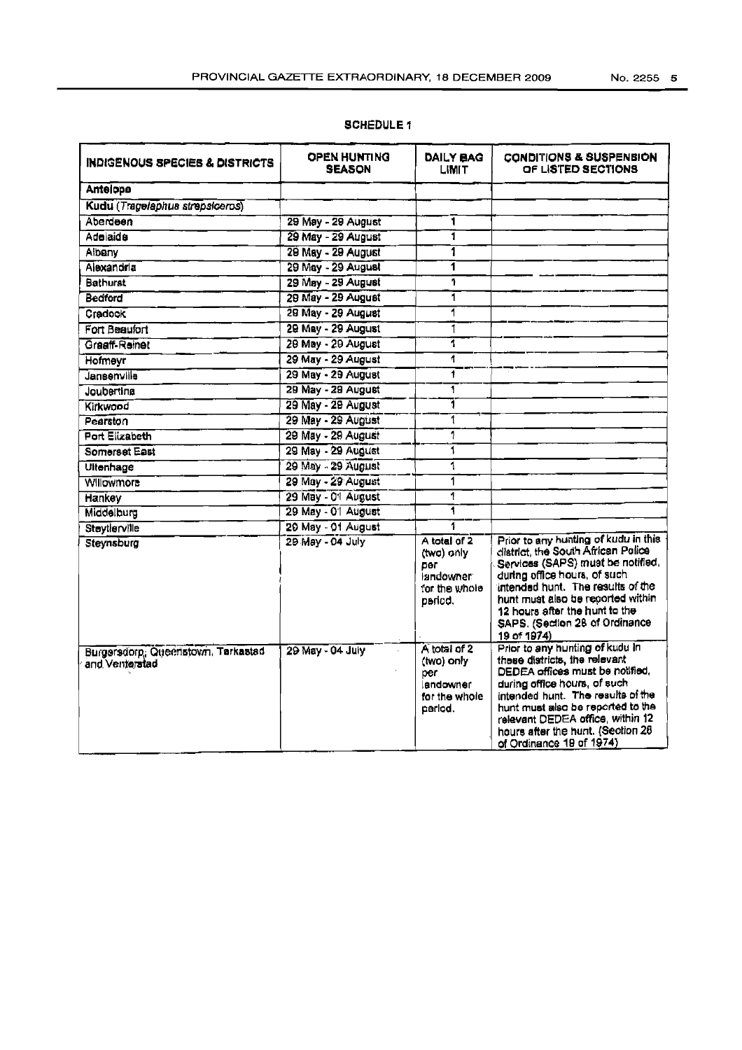**SCHEDULE 1**

| INDIGENOUS SPECIES & DISTRICTS | OPEN HUNTING SEASON | DAILY BAG LIMIT | CONDITIONS & SUSPENSION OF LISTED SECTIONS |
|---|---|---|---|
| **Antelope** | | | |
| **Kudu** (*Tragelaphus strepsiceros*) | | | |
| Aberdeen | 29 May - 29 August | 1 | |
| Adelaide | 29 May - 29 August | 1 | |
| Albany | 29 May - 29 August | 1 | |
| Alexandria | 29 May - 29 August | 1 | |
| Bathurst | 29 May - 29 August | 1 | |
| Bedford | 29 May - 29 August | 1 | |
| Cradock | 29 May - 29 August | 1 | |
| Fort Beaufort | 29 May - 29 August | 1 | |
| Graaff-Reinet | 29 May - 29 August | 1 | |
| Hofmeyr | 29 May - 29 August | 1 | |
| Jansenville | 29 May - 29 August | 1 | |
| Joubertina | 29 May - 29 August | 1 | |
| Kirkwood | 29 May - 29 August | 1 | |
| Pearston | 29 May - 29 August | 1 | |
| Port Elizabeth | 29 May - 29 August | 1 | |
| Somerset East | 29 May - 29 August | 1 | |
| Uitenhage | 29 May - 29 August | 1 | |
| Willowmore | 29 May - 29 August | 1 | |
| Hankey | 29 May - 01 August | 1 | |
| Middelburg | 29 May - 01 August | 1 | |
| Steytlerville | 29 May - 01 August | 1 | |
| Steynsburg | 29 May - 04 July | A total of 2 (two) only per landowner for the whole period. | Prior to any hunting of kudu in this district, the South African Police Services (SAPS) must be notified, during office hours, of such intended hunt. The results of the hunt must also be reported within 12 hours after the hunt to the SAPS. (Section 28 of Ordinance 19 of 1974) |
| Burgersdorp, Queenstown, Tarkastad and Venterstad | 29 May - 04 July | A total of 2 (two) only per landowner for the whole period. | Prior to any hunting of kudu in these districts, the relevant DEDEA offices must be notified, during office hours, of such intended hunt. The results of the hunt must also be reported to the relevant DEDEA office, within 12 hours after the hunt. (Section 28 of Ordinance 19 of 1974) |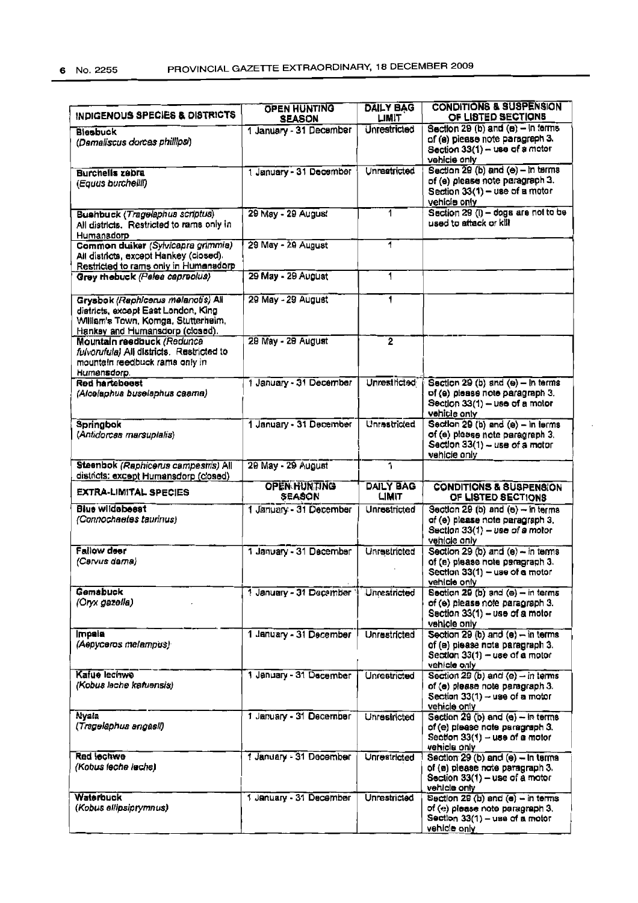| INDIGENOUS SPECIES & DISTRICTS | OPEN HUNTING SEASON | DAILY BAG LIMIT | CONDITIONS & SUSPENSION OF LISTED SECTIONS |
|---|---|---|---|
| **Blesbuck** (*Damaliscus dorcas phillipsi*) | 1 January - 31 December | Unrestricted | Section 29 (b) and (e) – in terms of (e) please note paragraph 3. Section 33(1) – use of a motor vehicle only |
| **Burchells zebra** (*Equus burchellii*) | 1 January - 31 December | Unrestricted | Section 29 (b) and (e) – in terms of (e) please note paragraph 3. Section 33(1) – use of a motor vehicle only |
| **Bushbuck** (*Tragelaphus scriptus*) All districts. Restricted to rams only in Humanadorp | 29 May - 29 August | 1 | Section 29 (l) – dogs are not to be used to attack or kill |
| **Common duiker** (*Sylvicapra grimmia*) All districts, except Hankey (closed). Restricted to rams only in Humansdorp | 29 May - 29 August | 1 | |
| **Grey rhebuck** (*Pelea capreolus*) | 29 May - 29 August | 1 | |
| **Grysbok** (*Raphicerus melanotis*) All districts, except East London, King William's Town, Komga, Stutterheim, Hankey and Humansdorp (closed). | 29 May - 29 August | 1 | |
| **Mountain reedbuck** (*Redunca fulvorufula*) All districts. Restricted to mountain reedbuck rams only in Humansdorp. | 29 May - 29 August | 2 | |
| **Red hartebeest** (*Alcelaphus buselaphus caama*) | 1 January - 31 December | Unrestricted | Section 29 (b) and (e) – in terms of (e) please note paragraph 3. Section 33(1) – use of a motor vehicle only |
| **Springbok** (*Antidorcas marsupialis*) | 1 January - 31 December | Unrestricted | Section 29 (b) and (e) – in terms of (e) please note paragraph 3. Section 33(1) – use of a motor vehicle only |
| **Steenbok** (*Raphicerus campestris*) All districts: except Humansdorp (closed) | 29 May - 29 August | 1 | |
| **EXTRA-LIMITAL SPECIES** | **OPEN HUNTING SEASON** | **DAILY BAG LIMIT** | **CONDITIONS & SUSPENSION OF LISTED SECTIONS** |
| **Blue wildebeest** (*Connochaetes taurinus*) | 1 January - 31 December | Unrestricted | Section 29 (b) and (e) – in terms of (e) please note paragraph 3. Section 33(1) – use of a motor vehicle only |
| **Fallow deer** (*Cervus dama*) | 1 January - 31 December | Unrestricted | Section 29 (b) and (e) – in terms of (e) please note paragraph 3. Section 33(1) – use of a motor vehicle only |
| **Gemsbuck** (*Oryx gazella*) | 1 January - 31 December | Unrestricted | Section 29 (b) and (e) – in terms of (e) please note paragraph 3. Section 33(1) – use of a motor vehicle only |
| **Impala** (*Aepyceros melampus*) | 1 January - 31 December | Unrestricted | Section 29 (b) and (e) – in terms of (e) please note paragraph 3. Section 33(1) – use of a motor vehicle only |
| **Kafue lechwe** (*Kobus leche kafuensis*) | 1 January - 31 December | Unrestricted | Section 29 (b) and (e) – in terms of (e) please note paragraph 3. Section 33(1) – use of a motor vehicle only |
| **Nyala** (*Tragelaphus angasii*) | 1 January - 31 December | Unrestricted | Section 29 (b) and (e) – in terms of (e) please note paragraph 3. Section 33(1) – use of a motor vehicle only |
| **Red lechwe** (*Kobus leche leche*) | 1 January - 31 December | Unrestricted | Section 29 (b) and (e) – in terms of (e) please note paragraph 3. Section 33(1) – use of a motor vehicle only |
| **Waterbuck** (*Kobus ellipsiprymnus*) | 1 January - 31 December | Unrestricted | Section 29 (b) and (e) – in terms of (e) please note paragraph 3. Section 33(1) – use of a motor vehicle only |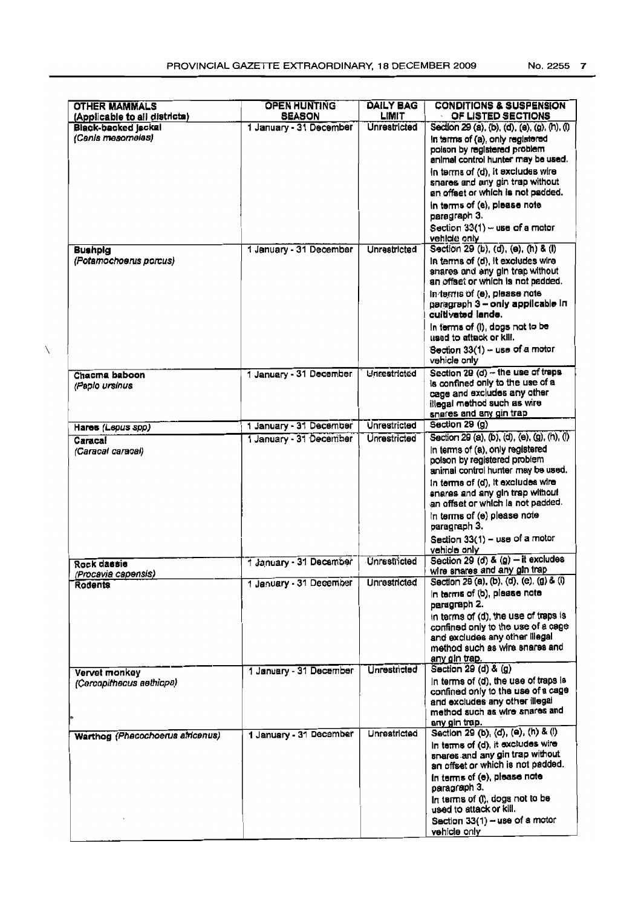| OTHER MAMMALS (Applicable to all districts) | OPEN HUNTING SEASON | DAILY BAG LIMIT | CONDITIONS & SUSPENSION OF LISTED SECTIONS |
|---|---|---|---|
| **Black-backed jackal** *(Canis mesomelas)* | 1 January - 31 December | Unrestricted | Section 29 (a), (b), (d), (e), (g), (h), (l)<br>In terms of (a), only registered poison by registered problem animal control hunter may be used.<br>In terms of (d), it excludes wire snares and any gin trap without an offset or which is not padded.<br>In terms of (e), please note paragraph 3.<br>Section 33(1) – use of a motor vehicle only |
| **Bushpig** *(Potamochoerus porcus)* | 1 January - 31 December | Unrestricted | Section 29 (b), (d), (e), (h) & (l)<br>In terms of (d), it excludes wire snares and any gin trap without an offset or which is not padded.<br>In terms of (e), please note paragraph 3 – **only applicable in cultivated lands.**<br>In terms of (l), dogs not to be used to attack or kill.<br>Section 33(1) – use of a motor vehicle only |
| **Chacma baboon** *(Papio ursinus* | 1 January - 31 December | Unrestricted | Section 29 (d) – the use of traps is confined only to the use of a cage and excludes any other illegal method such as wire snares and any gin trap |
| **Hares** *(Lepus spp)* | 1 January - 31 December | Unrestricted | Section 29 (g) |
| **Caracal** *(Caracal caracal)* | 1 January - 31 December | Unrestricted | Section 29 (a), (b), (d), (e), (g), (h), (l)<br>In terms of (a), only registered poison by registered problem animal control hunter may be used.<br>In terms of (d), it excludes wire snares and any gin trap without an offset or which is not padded.<br>In terms of (e) please note paragraph 3.<br>Section 33(1) – use of a motor vehicle only |
| **Rock dassie** *(Procavia capensis)* | 1 January - 31 December | Unrestricted | Section 29 (d) & (g) – it excludes wire snares and any gin trap |
| **Rodents** | 1 January - 31 December | Unrestricted | Section 29 (a), (b), (d), (e), (g) & (l)<br>In terms of (b), please note paragraph 2.<br>In terms of (d), the use of traps is confined only to the use of a cage and excludes any other illegal method such as wire snares and any gin trap. |
| **Vervet monkey** *(Cercopithecus aethiops)* | 1 January - 31 December | Unrestricted | Section 29 (d) & (g)<br>In terms of (d), the use of traps is confined only to the use of a cage and excludes any other illegal method such as wire snares and any gin trap. |
| **Warthog** *(Phacochoerus africanus)* | 1 January - 31 December | Unrestricted | Section 29 (b), (d), (e), (h) & (l)<br>In terms of (d), it excludes wire snares and any gin trap without an offset or which is not padded.<br>In terms of (e), please note paragraph 3.<br>In terms of (l), dogs not to be used to attack or kill.<br>Section 33(1) – use of a motor vehicle only |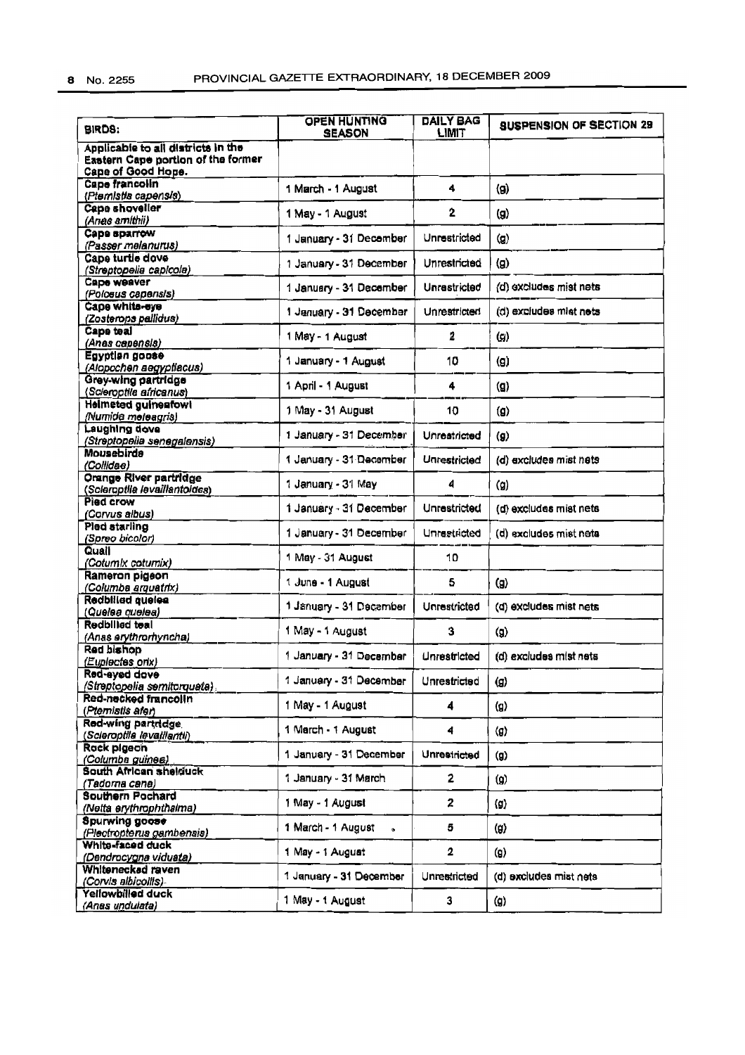| BIRDS: | OPEN HUNTING SEASON | DAILY BAG LIMIT | SUSPENSION OF SECTION 29 |
|---|---|---|---|
| **Applicable to all districts in the Eastern Cape portion of the former Cape of Good Hope.** | | | |
| **Cape francolin** *(Pternistis capensis)* | 1 March - 1 August | 4 | (g) |
| **Cape shoveller** *(Anas smithii)* | 1 May - 1 August | 2 | (g) |
| **Cape sparrow** *(Passer melanurus)* | 1 January - 31 December | Unrestricted | (g) |
| **Cape turtle dove** *(Streptopelia capicola)* | 1 January - 31 December | Unrestricted | (g) |
| **Cape weaver** *(Ploceus capensis)* | 1 January - 31 December | Unrestricted | (d) excludes mist nets |
| **Cape white-eye** *(Zosterops pallidus)* | 1 January - 31 December | Unrestricted | (d) excludes mist nets |
| **Cape teal** *(Anas capensis)* | 1 May - 1 August | 2 | (g) |
| **Egyptian goose** *(Alopochen aegyptiacus)* | 1 January - 1 August | 10 | (g) |
| **Grey-wing partridge** *(Scleroptila africanus)* | 1 April - 1 August | 4 | (g) |
| **Helmeted guineafowl** *(Numida meleagris)* | 1 May - 31 August | 10 | (g) |
| **Laughing dove** *(Streptopelia senegalensis)* | 1 January - 31 December | Unrestricted | (g) |
| **Mousebirds** *(Coliidae)* | 1 January - 31 December | Unrestricted | (d) excludes mist nets |
| **Orange River partridge** *(Scleroptila levaillantoides)* | 1 January - 31 May | 4 | (g) |
| **Pied crow** *(Corvus albus)* | 1 January - 31 December | Unrestricted | (d) excludes mist nets |
| **Pied starling** *(Spreo bicolor)* | 1 January - 31 December | Unrestricted | (d) excludes mist nets |
| **Quail** *(Coturnix coturnix)* | 1 May - 31 August | 10 | |
| **Rameron pigeon** *(Columba arquatrix)* | 1 June - 1 August | 5 | (g) |
| **Redbilled quelea** *(Quelea quelea)* | 1 January - 31 December | Unrestricted | (d) excludes mist nets |
| **Redbilled teal** *(Anas erythrorhyncha)* | 1 May - 1 August | 3 | (g) |
| **Red bishop** *(Euplectes orix)* | 1 January - 31 December | Unrestricted | (d) excludes mist nets |
| **Red-eyed dove** *(Streptopelia semitorquata)* | 1 January - 31 December | Unrestricted | (g) |
| **Red-necked francolin** *(Pternistis afer)* | 1 May - 1 August | 4 | (g) |
| **Red-wing partridge** *(Scleroptila levaillantii)* | 1 March - 1 August | 4 | (g) |
| **Rock pigeon** *(Columba guinea)* | 1 January - 31 December | Unrestricted | (g) |
| **South African shelduck** *(Tadorna cana)* | 1 January - 31 March | 2 | (g) |
| **Southern Pochard** *(Netta erythrophthalma)* | 1 May - 1 August | 2 | (g) |
| **Spurwing goose** *(Plectropterus gambensis)* | 1 March - 1 August | 5 | (g) |
| **White-faced duck** *(Dendrocygna viduata)* | 1 May - 1 August | 2 | (g) |
| **Whitenecked raven** *(Corvis albicollis)* | 1 January - 31 December | Unrestricted | (d) excludes mist nets |
| **Yellowbilled duck** *(Anas undulata)* | 1 May - 1 August | 3 | (g) |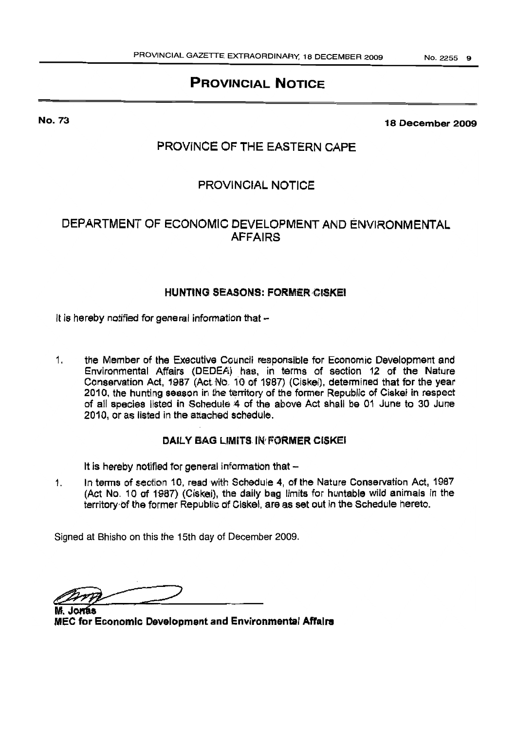# PROVINCIAL NOTICE

**No. 73** **18 December 2009**

## PROVINCE OF THE EASTERN CAPE

## PROVINCIAL NOTICE

## DEPARTMENT OF ECONOMIC DEVELOPMENT AND ENVIRONMENTAL AFFAIRS

### HUNTING SEASONS: FORMER CISKEI

It is hereby notified for general information that –

1. the Member of the Executive Council responsible for Economic Development and Environmental Affairs (DEDEA) has, in terms of section 12 of the Nature Conservation Act, 1987 (Act No. 10 of 1987) (Ciskei), determined that for the year 2010, the hunting season in the territory of the former Republic of Ciskei in respect of all species listed in Schedule 4 of the above Act shall be 01 June to 30 June 2010, or as listed in the attached schedule.

### DAILY BAG LIMITS IN FORMER CISKEI

It is hereby notified for general information that –

1. In terms of section 10, read with Schedule 4, of the Nature Conservation Act, 1987 (Act No. 10 of 1987) (Ciskei), the daily bag limits for huntable wild animals in the territory of the former Republic of Ciskei, are as set out in the Schedule hereto.

Signed at Bhisho on this the 15th day of December 2009.

**M. Jonas**
**MEC for Economic Development and Environmental Affairs**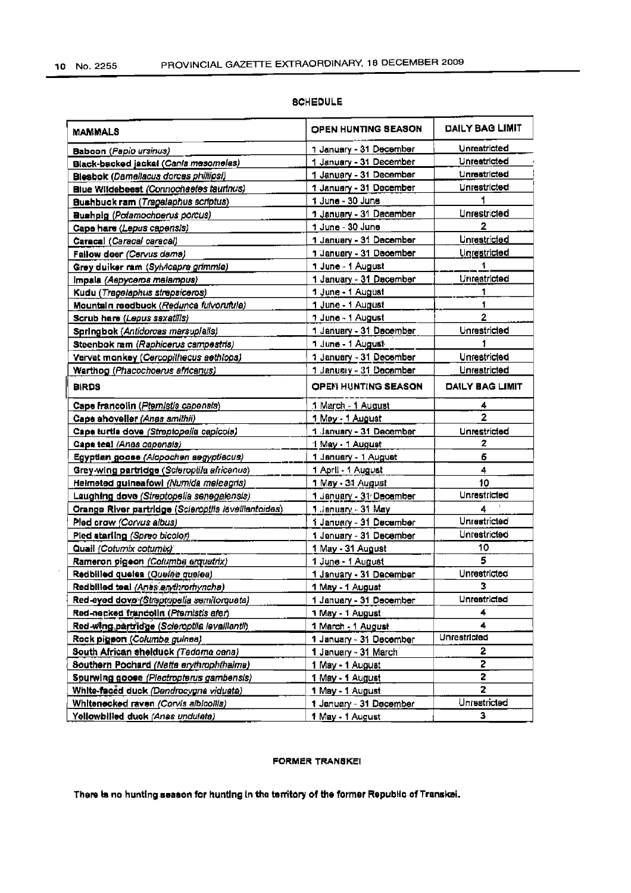## SCHEDULE

| MAMMALS | OPEN HUNTING SEASON | DAILY BAG LIMIT |
|---|---|---|
| **Baboon** *(Papio ursinus)* | 1 January - 31 December | Unrestricted |
| **Black-backed jackal** *(Canis mesomelas)* | 1 January - 31 December | Unrestricted |
| **Blesbok** *(Damaliscus dorcas phillipsi)* | 1 January - 31 December | Unrestricted |
| **Blue Wildebeest** *(Connochaetes taurinus)* | 1 January - 31 December | Unrestricted |
| **Bushbuck ram** *(Tragelaphus scriptus)* | 1 June - 30 June | 1 |
| **Bushpig** *(Potamochoerus porcus)* | 1 January - 31 December | Unrestricted |
| **Cape hare** *(Lepus capensis)* | 1 June - 30 June | 2 |
| **Caracal** *(Caracal caracal)* | 1 January - 31 December | Unrestricted |
| **Fallow deer** *(Cervus dama)* | 1 January - 31 December | Unrestricted |
| **Grey duiker ram** *(Sylvicapra grimmia)* | 1 June - 1 August | 1 |
| **Impala** *(Aepyceros melampus)* | 1 January - 31 December | Unrestricted |
| **Kudu** *(Tragelaphus strepsiceros)* | 1 June - 1 August | 1 |
| **Mountain reedbuck** *(Redunca fulvorufula)* | 1 June - 1 August | 1 |
| **Scrub hare** *(Lepus saxatilis)* | 1 June - 1 August | 2 |
| **Springbok** *(Antidorcas marsupialis)* | 1 January - 31 December | Unrestricted |
| **Steenbok ram** *(Raphicerus campestris)* | 1 June - 1 August | 1 |
| **Vervet monkey** *(Cercopithecus aethiops)* | 1 January - 31 December | Unrestricted |
| **Warthog** *(Phacochoerus africanus)* | 1 January - 31 December | Unrestricted |
| **BIRDS** | **OPEN HUNTING SEASON** | **DAILY BAG LIMIT** |
| **Cape francolin** *(Pternistis capensis)* | 1 March - 1 August | 4 |
| **Cape shoveller** *(Anas smithii)* | 1 May - 1 August | 2 |
| **Cape turtle dove** *(Streptopelia capicola)* | 1 January - 31 December | Unrestricted |
| **Cape teal** *(Anas capensis)* | 1 May - 1 August | 2 |
| **Egyptian goose** *(Alopochen aegyptiacus)* | 1 January - 1 August | 6 |
| **Grey-wing partridge** *(Scleroptila africanus)* | 1 April - 1 August | 4 |
| **Helmeted guineafowl** *(Numida meleagris)* | 1 May - 31 August | 10 |
| **Laughing dove** *(Streptopelia senegalensis)* | 1 January - 31 December | Unrestricted |
| **Orange River partridge** *(Scleroptila levaillantoides)* | 1 January - 31 May | 4 |
| **Pied crow** *(Corvus albus)* | 1 January - 31 December | Unrestricted |
| **Pied starling** *(Spreo bicolor)* | 1 January - 31 December | Unrestricted |
| **Quail** *(Coturnix coturnix)* | 1 May - 31 August | 10 |
| **Rameron pigeon** *(Columba arquatrix)* | 1 June - 1 August | 5 |
| **Redbilled quelea** *(Quelea quelea)* | 1 January - 31 December | Unrestricted |
| **Redbilled teal** *(Anas erythrorhyncha)* | 1 May - 1 August | 3 |
| **Red-eyed dove** *(Streptopelia semitorquata)* | 1 January - 31 December | Unrestricted |
| **Red-necked francolin** *(Pternistis afer)* | 1 May - 1 August | 4 |
| **Red-wing partridge** *(Scleroptila levaillantii)* | 1 March - 1 August | 4 |
| **Rock pigeon** *(Columba guinea)* | 1 January - 31 December | Unrestricted |
| **South African shelduck** *(Tadorna cana)* | 1 January - 31 March | 2 |
| **Southern Pochard** *(Netta erythrophthalma)* | 1 May - 1 August | 2 |
| **Spurwing goose** *(Plectropterus gambensis)* | 1 May - 1 August | 2 |
| **White-faced duck** *(Dendrocygna viduata)* | 1 May - 1 August | 2 |
| **Whitenecked raven** *(Corvis albicollis)* | 1 January - 31 December | Unrestricted |
| **Yellowbilled duck** *(Anas undulata)* | 1 May - 1 August | 3 |

### FORMER TRANSKEI

**There is no hunting season for hunting in the territory of the former Republic of Transkei.**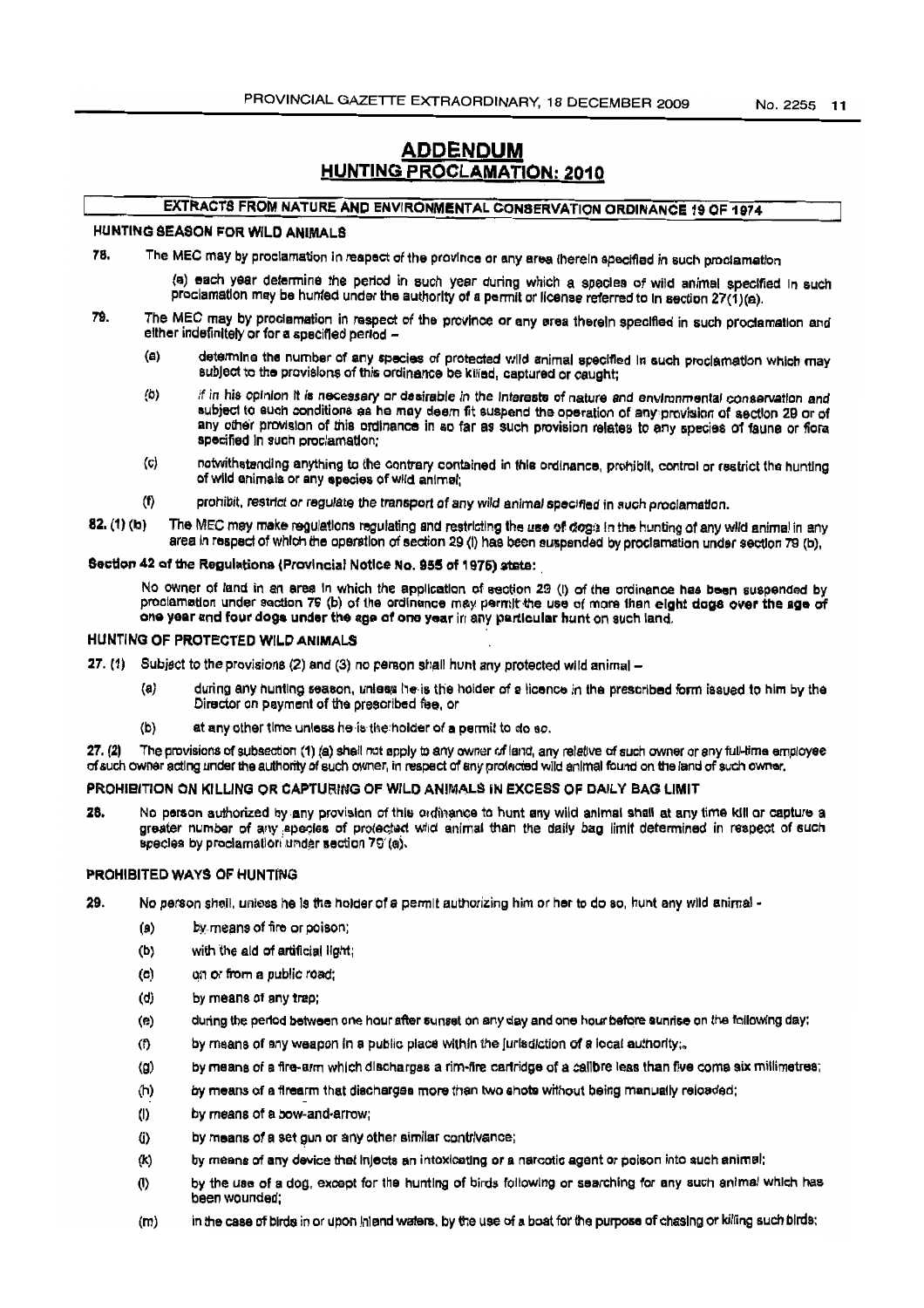# ADDENDUM

## HUNTING PROCLAMATION: 2010

### EXTRACTS FROM NATURE AND ENVIRONMENTAL CONSERVATION ORDINANCE 19 OF 1974

**HUNTING SEASON FOR WILD ANIMALS**

78. The MEC may by proclamation in respect of the province or any area therein specified in such proclamation

(a) each year determine the period in such year during which a species of wild animal specified in such proclamation may be hunted under the authority of a permit or license referred to in section 27(1)(a).

79. The MEC may by proclamation in respect of the province or any area therein specified in such proclamation and either indefinitely or for a specified period –

(a) determine the number of any species of protected wild animal specified in such proclamation which may subject to the provisions of this ordinance be killed, captured or caught;

(b) if in his opinion it is necessary or desirable in the interests of nature and environmental conservation and subject to such conditions as he may deem fit suspend the operation of any provision of section 29 or of any other provision of this ordinance in so far as such provision relates to any species of fauna or flora specified in such proclamation;

(c) notwithstanding anything to the contrary contained in this ordinance, prohibit, control or restrict the hunting of wild animals or any species of wild animal;

(f) prohibit, restrict or regulate the transport of any wild animal specified in such proclamation.

82. (1) (b) The MEC may make regulations regulating and restricting the use of dogs in the hunting of any wild animal in any area in respect of which the operation of section 29 (l) has been suspended by proclamation under section 79 (b),

**Section 42 of the Regulations (Provincial Notice No. 955 of 1975) state:**

No owner of land in an area in which the application of section 29 (l) of the ordinance has been suspended by proclamation under section 79 (b) of the ordinance may permit the use of more than **eight dogs over the age of one year and four dogs under the age of one year** in any particular hunt on such land.

**HUNTING OF PROTECTED WILD ANIMALS**

27. (1) Subject to the provisions (2) and (3) no person shall hunt any protected wild animal –

(a) during any hunting season, unless he is the holder of a licence in the prescribed form issued to him by the Director on payment of the prescribed fee, or

(b) at any other time unless he is the holder of a permit to do so.

27. (2) The provisions of subsection (1) (a) shall not apply to any owner of land, any relative of such owner or any full-time employee of such owner acting under the authority of such owner, in respect of any protected wild animal found on the land of such owner.

**PROHIBITION ON KILLING OR CAPTURING OF WILD ANIMALS IN EXCESS OF DAILY BAG LIMIT**

28. No person authorized by any provision of this ordinance to hunt any wild animal shall at any time kill or capture a greater number of any species of protected wild animal than the daily bag limit determined in respect of such species by proclamation under section 79 (a).

**PROHIBITED WAYS OF HUNTING**

29. No person shall, unless he is the holder of a permit authorizing him or her to do so, hunt any wild animal -

(a) by means of fire or poison;

(b) with the aid of artificial light;

(c) on or from a public road;

(d) by means of any trap;

(e) during the period between one hour after sunset on any day and one hour before sunrise on the following day;

(f) by means of any weapon in a public place within the jurisdiction of a local authority;,

(g) by means of a fire-arm which discharges a rim-fire cartridge of a calibre less than five comma six millimetres;

(h) by means of a firearm that discharges more than two shots without being manually reloaded;

(i) by means of a bow-and-arrow;

(j) by means of a set gun or any other similar contrivance;

(k) by means of any device that injects an intoxicating or a narcotic agent or poison into such animal;

(l) by the use of a dog, except for the hunting of birds following or searching for any such animal which has been wounded;

(m) in the case of birds in or upon inland waters, by the use of a boat for the purpose of chasing or killing such birds;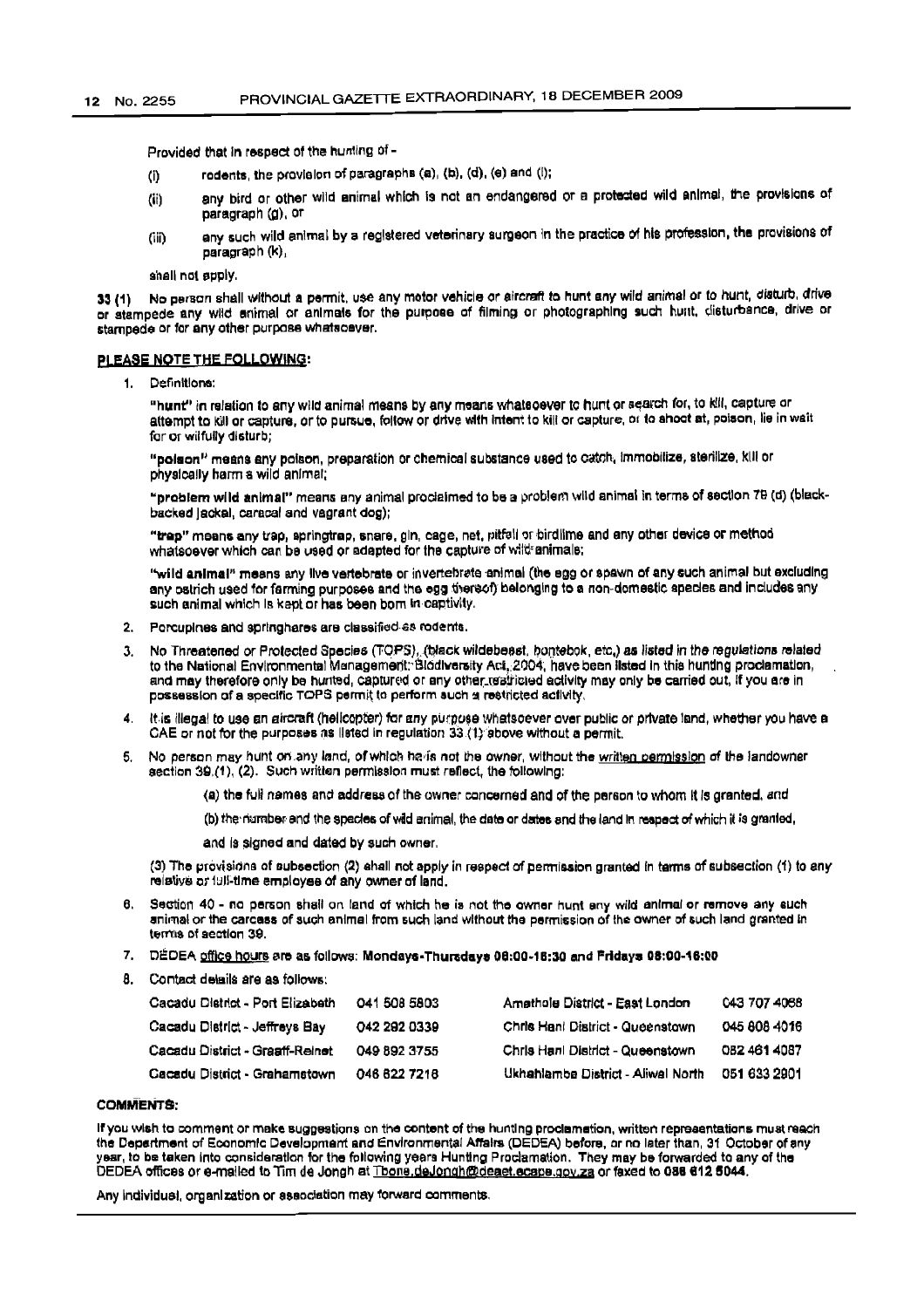Provided that in respect of the hunting of -

- (i) rodents, the provision of paragraphs (a), (b), (d), (e) and (i);
- (ii) any bird or other wild animal which is not an endangered or a protected wild animal, the provisions of paragraph (g), or
- (iii) any such wild animal by a registered veterinary surgeon in the practice of his profession, the provisions of paragraph (k),

shall not apply.

33 (1) No person shall without a permit, use any motor vehicle or aircraft to hunt any wild animal or to hunt, disturb, drive or stampede any wild animal or animals for the purpose of filming or photographing such hunt, disturbance, drive or stampede or for any other purpose whatsoever.

**PLEASE NOTE THE FOLLOWING:**

1. Definitions:

   **"hunt"** in relation to any wild animal means by any means whatsoever to hunt or search for, to kill, capture or attempt to kill or capture, or to pursue, follow or drive with intent to kill or capture, or to shoot at, poison, lie in wait for or wilfully disturb;

   **"poison"** means any poison, preparation or chemical substance used to catch, immobilize, sterilize, kill or physically harm a wild animal;

   **"problem wild animal"** means any animal proclaimed to be a problem wild animal in terms of section 79 (d) (black-backed jackal, caracal and vagrant dog);

   **"trap"** means any trap, springtrap, snare, gin, cage, net, pitfall or birdlime and any other device or method whatsoever which can be used or adapted for the capture of wild animals;

   **"wild animal"** means any live vertebrate or invertebrate animal (the egg or spawn of any such animal but excluding any ostrich used for farming purposes and the egg thereof) belonging to a non-domestic species and includes any such animal which is kept or has been born in captivity.

2. Porcupines and springhares are classified as rodents.

3. No Threatened or Protected Species (TOPS), (black wildebeest, bontebok, etc,) as listed in the regulations related to the National Environmental Management: Biodiversity Act, 2004, have been listed in this hunting proclamation, and may therefore only be hunted, captured or any other restricted activity may only be carried out, if you are in possession of a specific TOPS permit to perform such a restricted activity.

4. It is illegal to use an aircraft (helicopter) for any purpose whatsoever over public or private land, whether you have a CAE or not for the purposes as listed in regulation 33 (1) above without a permit.

5. No person may hunt on any land, of which he is not the owner, without the written permission of the landowner section 39 (1), (2). Such written permission must reflect, the following:

   (a) the full names and address of the owner concerned and of the person to whom it is granted, and

   (b) the number and the species of wild animal, the date or dates and the land in respect of which it is granted,

   and is signed and dated by such owner.

   (3) The provisions of subsection (2) shall not apply in respect of permission granted in terms of subsection (1) to any relative or full-time employee of any owner of land.

6. Section 40 - no person shall on land of which he is not the owner hunt any wild animal or remove any such animal or the carcass of such animal from such land without the permission of the owner of such land granted in terms of section 39.

7. DEDEA office hours are as follows: **Mondays-Thursdays 08:00-16:30 and Fridays 08:00-16:00**

8. Contact details are as follows:

| | | | |
|---|---|---|---|
| Cacadu District - Port Elizabeth | 041 508 5803 | Amathole District - East London | 043 707 4068 |
| Cacadu District - Jeffreys Bay | 042 292 0339 | Chris Hani District - Queenstown | 045 808 4016 |
| Cacadu District - Graaff-Reinet | 049 892 3755 | Chris Hani District - Queenstown | 082 461 4087 |
| Cacadu District - Grahamstown | 046 622 7216 | Ukhahlamba District - Aliwal North | 051 633 2901 |

**COMMENTS:**

If you wish to comment or make suggestions on the content of the hunting proclamation, written representations must reach the Department of Economic Development and Environmental Affairs (DEDEA) before, or no later than, 31 October of any year, to be taken into consideration for the following years Hunting Proclamation. They may be forwarded to any of the DEDEA offices or e-mailed to Tim de Jongh at Tbone.deJongh@deaet.ecape.gov.za or faxed to 086 612 5044.

Any individual, organization or association may forward comments.